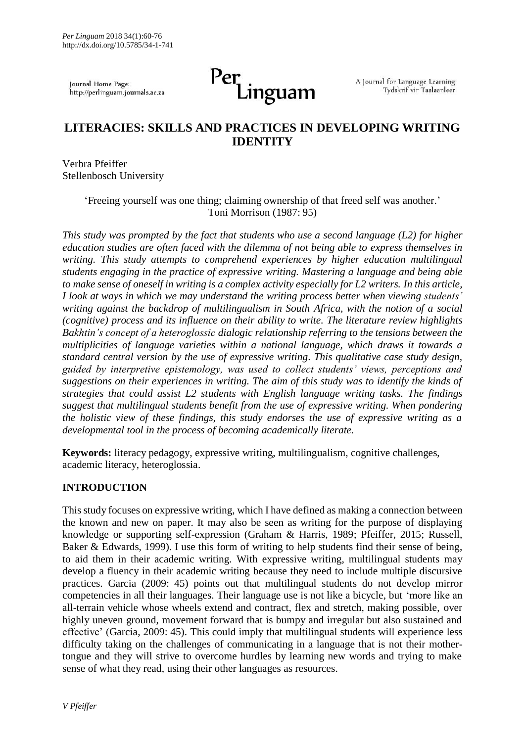# LITERACIES: SKILLS AND PRACTICES IN DEVELOPING WRITING IDENTITY

Verbra Pfeiffer
Stellenbosch University

'Freeing yourself was one thing; claiming ownership of that freed self was another.'
Toni Morrison (1987: 95)

*This study was prompted by the fact that students who use a second language (L2) for higher education studies are often faced with the dilemma of not being able to express themselves in writing. This study attempts to comprehend experiences by higher education multilingual students engaging in the practice of expressive writing. Mastering a language and being able to make sense of oneself in writing is a complex activity especially for L2 writers. In this article, I look at ways in which we may understand the writing process better when viewing students' writing against the backdrop of multilingualism in South Africa, with the notion of a social (cognitive) process and its influence on their ability to write. The literature review highlights Bakhtin's concept of a heteroglossic dialogic relationship referring to the tensions between the multiplicities of language varieties within a national language, which draws it towards a standard central version by the use of expressive writing. This qualitative case study design, guided by interpretive epistemology, was used to collect students' views, perceptions and suggestions on their experiences in writing. The aim of this study was to identify the kinds of strategies that could assist L2 students with English language writing tasks. The findings suggest that multilingual students benefit from the use of expressive writing. When pondering the holistic view of these findings, this study endorses the use of expressive writing as a developmental tool in the process of becoming academically literate.*

**Keywords:** literacy pedagogy, expressive writing, multilingualism, cognitive challenges, academic literacy, heteroglossia.

## INTRODUCTION

This study focuses on expressive writing, which I have defined as making a connection between the known and new on paper. It may also be seen as writing for the purpose of displaying knowledge or supporting self-expression (Graham & Harris, 1989; Pfeiffer, 2015; Russell, Baker & Edwards, 1999). I use this form of writing to help students find their sense of being, to aid them in their academic writing. With expressive writing, multilingual students may develop a fluency in their academic writing because they need to include multiple discursive practices. Garcia (2009: 45) points out that multilingual students do not develop mirror competencies in all their languages. Their language use is not like a bicycle, but 'more like an all-terrain vehicle whose wheels extend and contract, flex and stretch, making possible, over highly uneven ground, movement forward that is bumpy and irregular but also sustained and effective' (Garcia, 2009: 45). This could imply that multilingual students will experience less difficulty taking on the challenges of communicating in a language that is not their mother-tongue and they will strive to overcome hurdles by learning new words and trying to make sense of what they read, using their other languages as resources.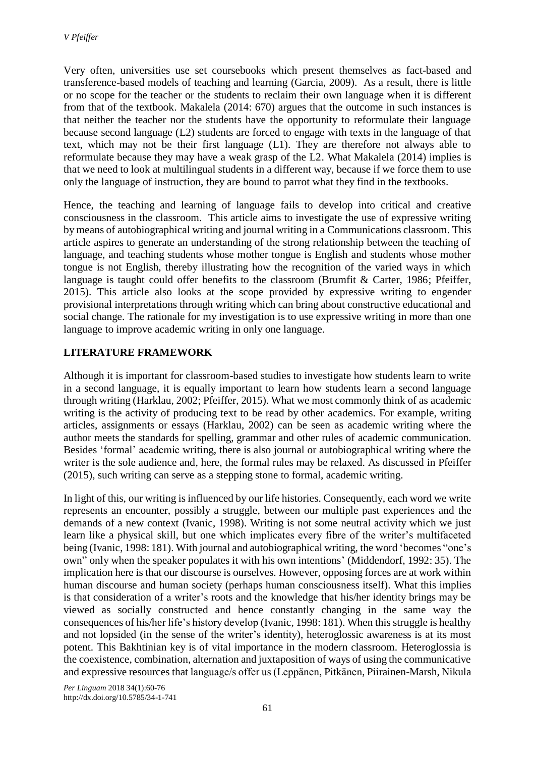Very often, universities use set coursebooks which present themselves as fact-based and transference-based models of teaching and learning (Garcia, 2009). As a result, there is little or no scope for the teacher or the students to reclaim their own language when it is different from that of the textbook. Makalela (2014: 670) argues that the outcome in such instances is that neither the teacher nor the students have the opportunity to reformulate their language because second language (L2) students are forced to engage with texts in the language of that text, which may not be their first language (L1). They are therefore not always able to reformulate because they may have a weak grasp of the L2. What Makalela (2014) implies is that we need to look at multilingual students in a different way, because if we force them to use only the language of instruction, they are bound to parrot what they find in the textbooks.

Hence, the teaching and learning of language fails to develop into critical and creative consciousness in the classroom. This article aims to investigate the use of expressive writing by means of autobiographical writing and journal writing in a Communications classroom. This article aspires to generate an understanding of the strong relationship between the teaching of language, and teaching students whose mother tongue is English and students whose mother tongue is not English, thereby illustrating how the recognition of the varied ways in which language is taught could offer benefits to the classroom (Brumfit & Carter, 1986; Pfeiffer, 2015). This article also looks at the scope provided by expressive writing to engender provisional interpretations through writing which can bring about constructive educational and social change. The rationale for my investigation is to use expressive writing in more than one language to improve academic writing in only one language.

## LITERATURE FRAMEWORK

Although it is important for classroom-based studies to investigate how students learn to write in a second language, it is equally important to learn how students learn a second language through writing (Harklau, 2002; Pfeiffer, 2015). What we most commonly think of as academic writing is the activity of producing text to be read by other academics. For example, writing articles, assignments or essays (Harklau, 2002) can be seen as academic writing where the author meets the standards for spelling, grammar and other rules of academic communication. Besides 'formal' academic writing, there is also journal or autobiographical writing where the writer is the sole audience and, here, the formal rules may be relaxed. As discussed in Pfeiffer (2015), such writing can serve as a stepping stone to formal, academic writing.

In light of this, our writing is influenced by our life histories. Consequently, each word we write represents an encounter, possibly a struggle, between our multiple past experiences and the demands of a new context (Ivanic, 1998). Writing is not some neutral activity which we just learn like a physical skill, but one which implicates every fibre of the writer's multifaceted being (Ivanic, 1998: 181). With journal and autobiographical writing, the word 'becomes "one's own" only when the speaker populates it with his own intentions' (Middendorf, 1992: 35). The implication here is that our discourse is ourselves. However, opposing forces are at work within human discourse and human society (perhaps human consciousness itself). What this implies is that consideration of a writer's roots and the knowledge that his/her identity brings may be viewed as socially constructed and hence constantly changing in the same way the consequences of his/her life's history develop (Ivanic, 1998: 181). When this struggle is healthy and not lopsided (in the sense of the writer's identity), heteroglossic awareness is at its most potent. This Bakhtinian key is of vital importance in the modern classroom. Heteroglossia is the coexistence, combination, alternation and juxtaposition of ways of using the communicative and expressive resources that language/s offer us (Leppänen, Pitkänen, Piirainen-Marsh, Nikula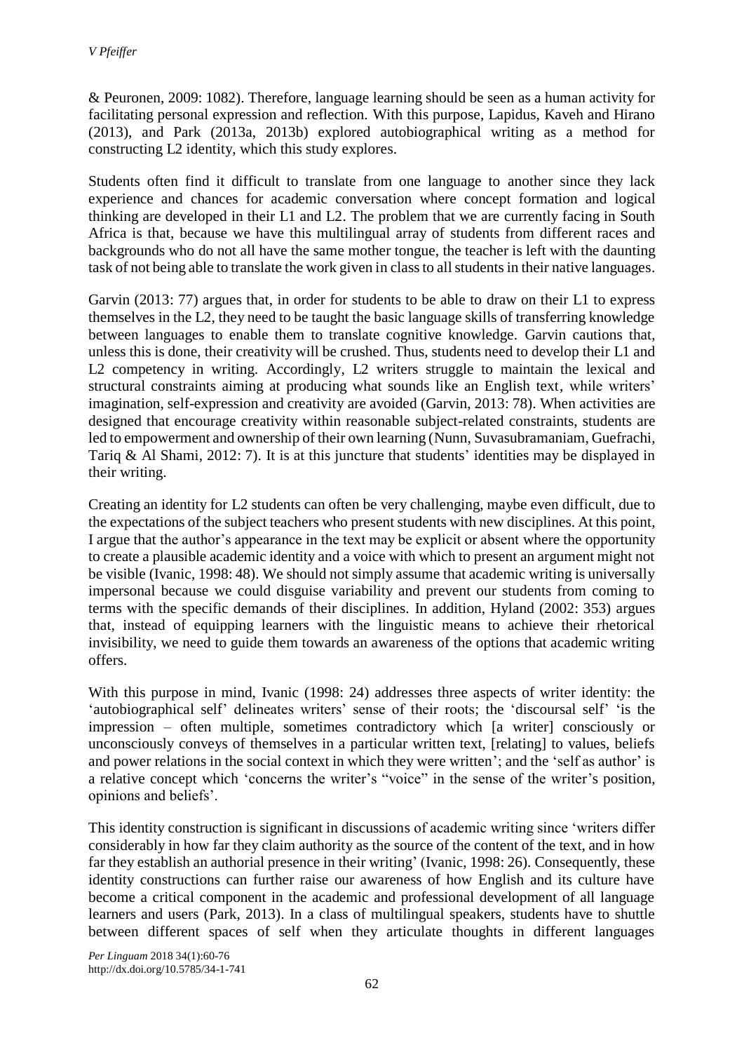& Peuronen, 2009: 1082). Therefore, language learning should be seen as a human activity for facilitating personal expression and reflection. With this purpose, Lapidus, Kaveh and Hirano (2013), and Park (2013a, 2013b) explored autobiographical writing as a method for constructing L2 identity, which this study explores.

Students often find it difficult to translate from one language to another since they lack experience and chances for academic conversation where concept formation and logical thinking are developed in their L1 and L2. The problem that we are currently facing in South Africa is that, because we have this multilingual array of students from different races and backgrounds who do not all have the same mother tongue, the teacher is left with the daunting task of not being able to translate the work given in class to all students in their native languages.

Garvin (2013: 77) argues that, in order for students to be able to draw on their L1 to express themselves in the L2, they need to be taught the basic language skills of transferring knowledge between languages to enable them to translate cognitive knowledge. Garvin cautions that, unless this is done, their creativity will be crushed. Thus, students need to develop their L1 and L2 competency in writing. Accordingly, L2 writers struggle to maintain the lexical and structural constraints aiming at producing what sounds like an English text, while writers' imagination, self-expression and creativity are avoided (Garvin, 2013: 78). When activities are designed that encourage creativity within reasonable subject-related constraints, students are led to empowerment and ownership of their own learning (Nunn, Suvasubramaniam, Guefrachi, Tariq & Al Shami, 2012: 7). It is at this juncture that students' identities may be displayed in their writing.

Creating an identity for L2 students can often be very challenging, maybe even difficult, due to the expectations of the subject teachers who present students with new disciplines. At this point, I argue that the author's appearance in the text may be explicit or absent where the opportunity to create a plausible academic identity and a voice with which to present an argument might not be visible (Ivanic, 1998: 48). We should not simply assume that academic writing is universally impersonal because we could disguise variability and prevent our students from coming to terms with the specific demands of their disciplines. In addition, Hyland (2002: 353) argues that, instead of equipping learners with the linguistic means to achieve their rhetorical invisibility, we need to guide them towards an awareness of the options that academic writing offers.

With this purpose in mind, Ivanic (1998: 24) addresses three aspects of writer identity: the 'autobiographical self' delineates writers' sense of their roots; the 'discoursal self' 'is the impression – often multiple, sometimes contradictory which [a writer] consciously or unconsciously conveys of themselves in a particular written text, [relating] to values, beliefs and power relations in the social context in which they were written'; and the 'self as author' is a relative concept which 'concerns the writer's "voice" in the sense of the writer's position, opinions and beliefs'.

This identity construction is significant in discussions of academic writing since 'writers differ considerably in how far they claim authority as the source of the content of the text, and in how far they establish an authorial presence in their writing' (Ivanic, 1998: 26). Consequently, these identity constructions can further raise our awareness of how English and its culture have become a critical component in the academic and professional development of all language learners and users (Park, 2013). In a class of multilingual speakers, students have to shuttle between different spaces of self when they articulate thoughts in different languages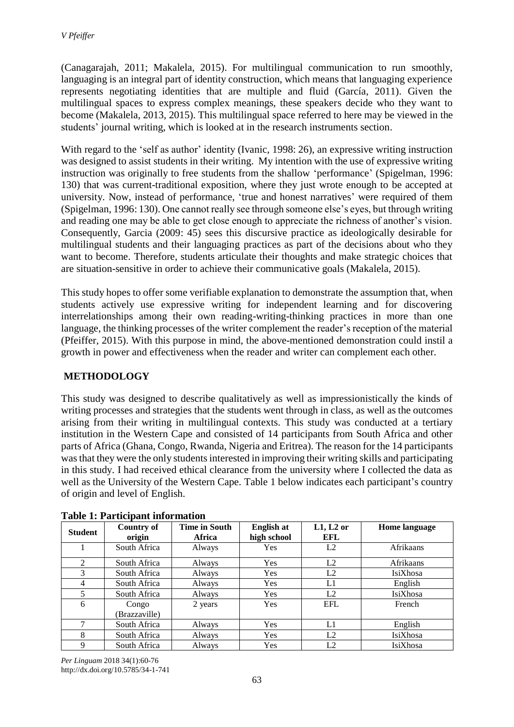(Canagarajah, 2011; Makalela, 2015). For multilingual communication to run smoothly, languaging is an integral part of identity construction, which means that languaging experience represents negotiating identities that are multiple and fluid (García, 2011). Given the multilingual spaces to express complex meanings, these speakers decide who they want to become (Makalela, 2013, 2015). This multilingual space referred to here may be viewed in the students' journal writing, which is looked at in the research instruments section.

With regard to the 'self as author' identity (Ivanic, 1998: 26), an expressive writing instruction was designed to assist students in their writing. My intention with the use of expressive writing instruction was originally to free students from the shallow 'performance' (Spigelman, 1996: 130) that was current-traditional exposition, where they just wrote enough to be accepted at university. Now, instead of performance, 'true and honest narratives' were required of them (Spigelman, 1996: 130). One cannot really see through someone else's eyes, but through writing and reading one may be able to get close enough to appreciate the richness of another's vision. Consequently, Garcia (2009: 45) sees this discursive practice as ideologically desirable for multilingual students and their languaging practices as part of the decisions about who they want to become. Therefore, students articulate their thoughts and make strategic choices that are situation-sensitive in order to achieve their communicative goals (Makalela, 2015).

This study hopes to offer some verifiable explanation to demonstrate the assumption that, when students actively use expressive writing for independent learning and for discovering interrelationships among their own reading-writing-thinking practices in more than one language, the thinking processes of the writer complement the reader's reception of the material (Pfeiffer, 2015). With this purpose in mind, the above-mentioned demonstration could instil a growth in power and effectiveness when the reader and writer can complement each other.

## METHODOLOGY

This study was designed to describe qualitatively as well as impressionistically the kinds of writing processes and strategies that the students went through in class, as well as the outcomes arising from their writing in multilingual contexts. This study was conducted at a tertiary institution in the Western Cape and consisted of 14 participants from South Africa and other parts of Africa (Ghana, Congo, Rwanda, Nigeria and Eritrea). The reason for the 14 participants was that they were the only students interested in improving their writing skills and participating in this study. I had received ethical clearance from the university where I collected the data as well as the University of the Western Cape. Table 1 below indicates each participant's country of origin and level of English.

**Table 1: Participant information**

| Student | Country of origin | Time in South Africa | English at high school | L1, L2 or EFL | Home language |
|---|---|---|---|---|---|
| 1 | South Africa | Always | Yes | L2 | Afrikaans |
| 2 | South Africa | Always | Yes | L2 | Afrikaans |
| 3 | South Africa | Always | Yes | L2 | IsiXhosa |
| 4 | South Africa | Always | Yes | L1 | English |
| 5 | South Africa | Always | Yes | L2 | IsiXhosa |
| 6 | Congo (Brazzaville) | 2 years | Yes | EFL | French |
| 7 | South Africa | Always | Yes | L1 | English |
| 8 | South Africa | Always | Yes | L2 | IsiXhosa |
| 9 | South Africa | Always | Yes | L2 | IsiXhosa |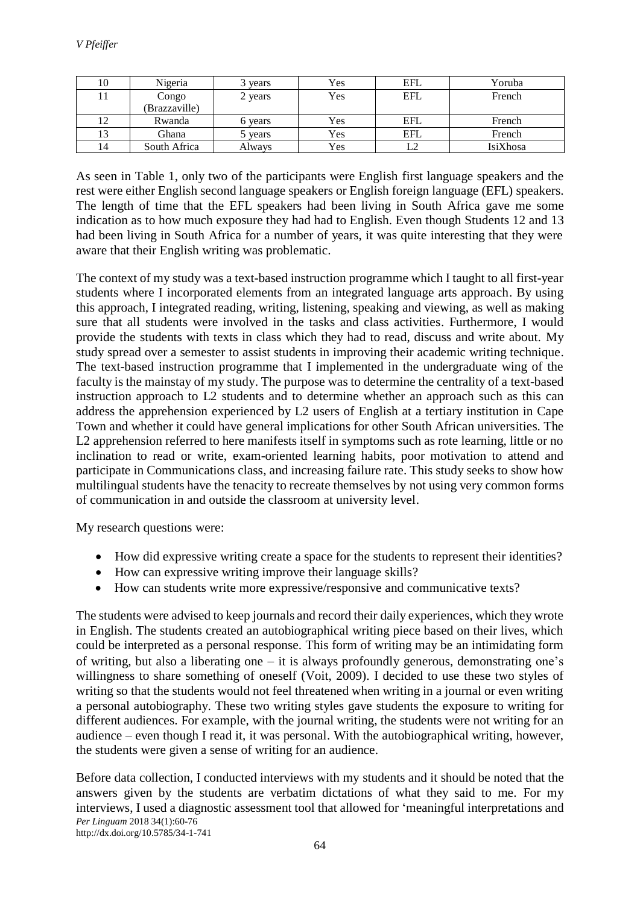| 10 | Nigeria | 3 years | Yes | EFL | Yoruba |
|---|---|---|---|---|---|
| 11 | Congo (Brazzaville) | 2 years | Yes | EFL | French |
| 12 | Rwanda | 6 years | Yes | EFL | French |
| 13 | Ghana | 5 years | Yes | EFL | French |
| 14 | South Africa | Always | Yes | L2 | IsiXhosa |

As seen in Table 1, only two of the participants were English first language speakers and the rest were either English second language speakers or English foreign language (EFL) speakers. The length of time that the EFL speakers had been living in South Africa gave me some indication as to how much exposure they had had to English. Even though Students 12 and 13 had been living in South Africa for a number of years, it was quite interesting that they were aware that their English writing was problematic.

The context of my study was a text-based instruction programme which I taught to all first-year students where I incorporated elements from an integrated language arts approach. By using this approach, I integrated reading, writing, listening, speaking and viewing, as well as making sure that all students were involved in the tasks and class activities. Furthermore, I would provide the students with texts in class which they had to read, discuss and write about. My study spread over a semester to assist students in improving their academic writing technique. The text-based instruction programme that I implemented in the undergraduate wing of the faculty is the mainstay of my study. The purpose was to determine the centrality of a text-based instruction approach to L2 students and to determine whether an approach such as this can address the apprehension experienced by L2 users of English at a tertiary institution in Cape Town and whether it could have general implications for other South African universities. The L2 apprehension referred to here manifests itself in symptoms such as rote learning, little or no inclination to read or write, exam-oriented learning habits, poor motivation to attend and participate in Communications class, and increasing failure rate. This study seeks to show how multilingual students have the tenacity to recreate themselves by not using very common forms of communication in and outside the classroom at university level.

My research questions were:

- How did expressive writing create a space for the students to represent their identities?
- How can expressive writing improve their language skills?
- How can students write more expressive/responsive and communicative texts?

The students were advised to keep journals and record their daily experiences, which they wrote in English. The students created an autobiographical writing piece based on their lives, which could be interpreted as a personal response. This form of writing may be an intimidating form of writing, but also a liberating one – it is always profoundly generous, demonstrating one's willingness to share something of oneself (Voit, 2009). I decided to use these two styles of writing so that the students would not feel threatened when writing in a journal or even writing a personal autobiography. These two writing styles gave students the exposure to writing for different audiences. For example, with the journal writing, the students were not writing for an audience – even though I read it, it was personal. With the autobiographical writing, however, the students were given a sense of writing for an audience.

Before data collection, I conducted interviews with my students and it should be noted that the answers given by the students are verbatim dictations of what they said to me. For my interviews, I used a diagnostic assessment tool that allowed for 'meaningful interpretations and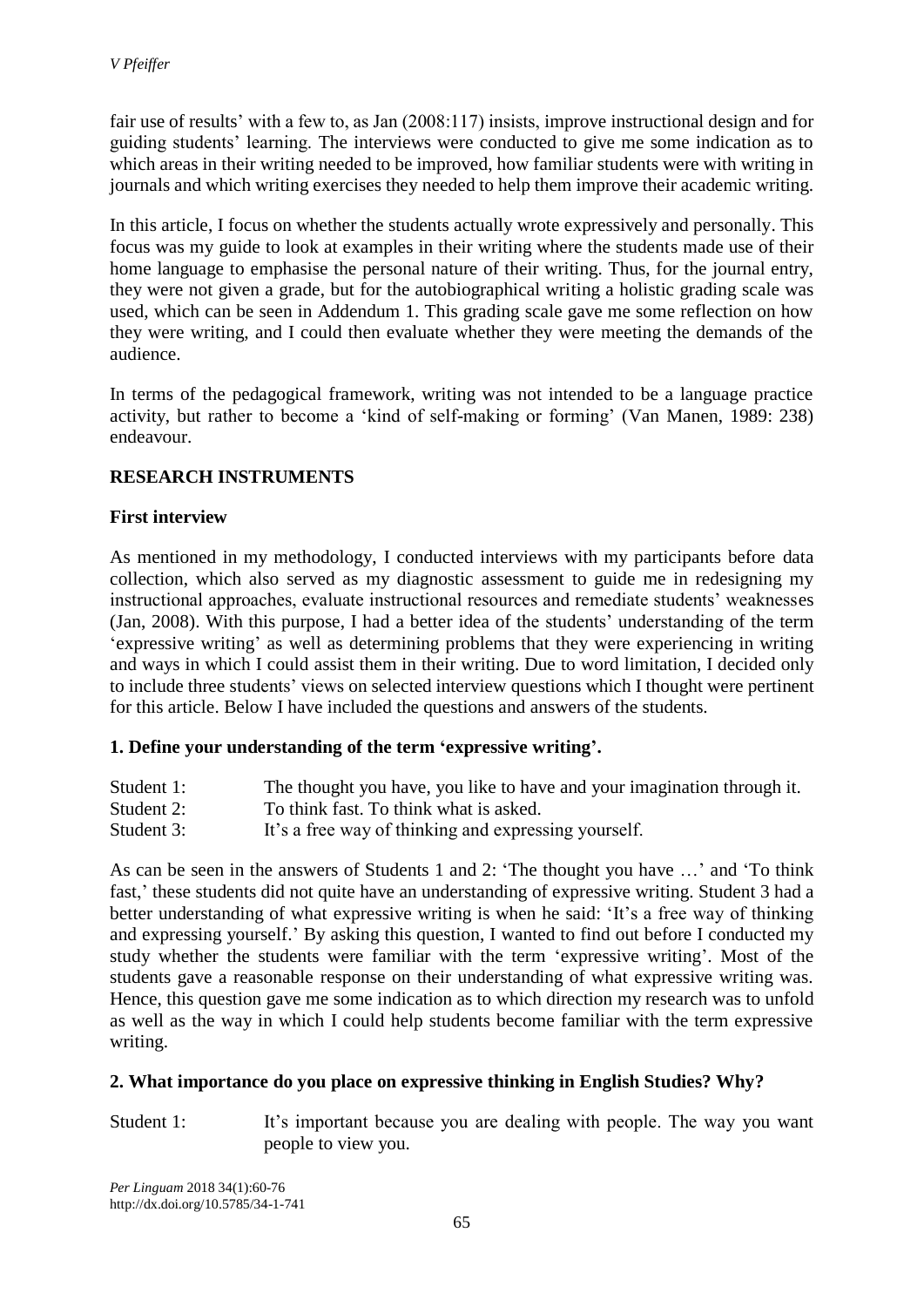fair use of results' with a few to, as Jan (2008:117) insists, improve instructional design and for guiding students' learning. The interviews were conducted to give me some indication as to which areas in their writing needed to be improved, how familiar students were with writing in journals and which writing exercises they needed to help them improve their academic writing.

In this article, I focus on whether the students actually wrote expressively and personally. This focus was my guide to look at examples in their writing where the students made use of their home language to emphasise the personal nature of their writing. Thus, for the journal entry, they were not given a grade, but for the autobiographical writing a holistic grading scale was used, which can be seen in Addendum 1. This grading scale gave me some reflection on how they were writing, and I could then evaluate whether they were meeting the demands of the audience.

In terms of the pedagogical framework, writing was not intended to be a language practice activity, but rather to become a 'kind of self-making or forming' (Van Manen, 1989: 238) endeavour.

## RESEARCH INSTRUMENTS

### First interview

As mentioned in my methodology, I conducted interviews with my participants before data collection, which also served as my diagnostic assessment to guide me in redesigning my instructional approaches, evaluate instructional resources and remediate students' weaknesses (Jan, 2008). With this purpose, I had a better idea of the students' understanding of the term 'expressive writing' as well as determining problems that they were experiencing in writing and ways in which I could assist them in their writing. Due to word limitation, I decided only to include three students' views on selected interview questions which I thought were pertinent for this article. Below I have included the questions and answers of the students.

**1. Define your understanding of the term 'expressive writing'.**

Student 1: The thought you have, you like to have and your imagination through it.

Student 2: To think fast. To think what is asked.

Student 3: It's a free way of thinking and expressing yourself.

As can be seen in the answers of Students 1 and 2: 'The thought you have …' and 'To think fast,' these students did not quite have an understanding of expressive writing. Student 3 had a better understanding of what expressive writing is when he said: 'It's a free way of thinking and expressing yourself.' By asking this question, I wanted to find out before I conducted my study whether the students were familiar with the term 'expressive writing'. Most of the students gave a reasonable response on their understanding of what expressive writing was. Hence, this question gave me some indication as to which direction my research was to unfold as well as the way in which I could help students become familiar with the term expressive writing.

**2. What importance do you place on expressive thinking in English Studies? Why?**

Student 1: It's important because you are dealing with people. The way you want people to view you.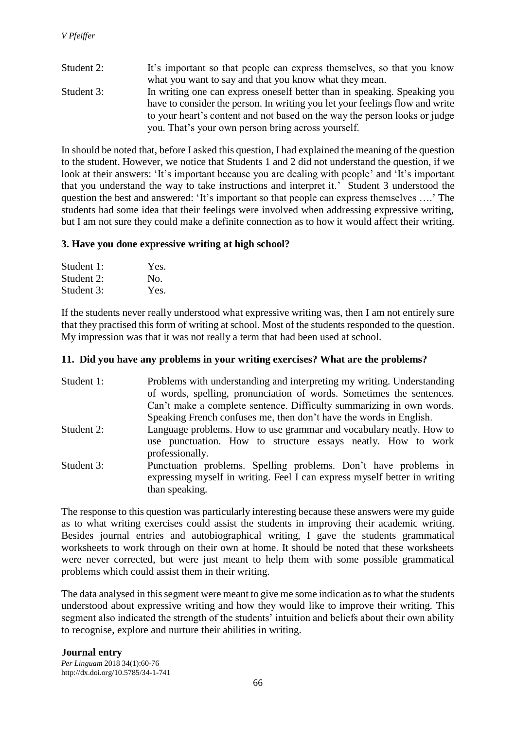Student 2: It's important so that people can express themselves, so that you know what you want to say and that you know what they mean.

Student 3: In writing one can express oneself better than in speaking. Speaking you have to consider the person. In writing you let your feelings flow and write to your heart's content and not based on the way the person looks or judge you. That's your own person bring across yourself.

In should be noted that, before I asked this question, I had explained the meaning of the question to the student. However, we notice that Students 1 and 2 did not understand the question, if we look at their answers: 'It's important because you are dealing with people' and 'It's important that you understand the way to take instructions and interpret it.' Student 3 understood the question the best and answered: 'It's important so that people can express themselves ….' The students had some idea that their feelings were involved when addressing expressive writing, but I am not sure they could make a definite connection as to how it would affect their writing.

**3. Have you done expressive writing at high school?**

Student 1: Yes.
Student 2: No.
Student 3: Yes.

If the students never really understood what expressive writing was, then I am not entirely sure that they practised this form of writing at school. Most of the students responded to the question. My impression was that it was not really a term that had been used at school.

**11. Did you have any problems in your writing exercises? What are the problems?**

Student 1: Problems with understanding and interpreting my writing. Understanding of words, spelling, pronunciation of words. Sometimes the sentences. Can't make a complete sentence. Difficulty summarizing in own words. Speaking French confuses me, then don't have the words in English.

Student 2: Language problems. How to use grammar and vocabulary neatly. How to use punctuation. How to structure essays neatly. How to work professionally.

Student 3: Punctuation problems. Spelling problems. Don't have problems in expressing myself in writing. Feel I can express myself better in writing than speaking.

The response to this question was particularly interesting because these answers were my guide as to what writing exercises could assist the students in improving their academic writing. Besides journal entries and autobiographical writing, I gave the students grammatical worksheets to work through on their own at home. It should be noted that these worksheets were never corrected, but were just meant to help them with some possible grammatical problems which could assist them in their writing.

The data analysed in this segment were meant to give me some indication as to what the students understood about expressive writing and how they would like to improve their writing. This segment also indicated the strength of the students' intuition and beliefs about their own ability to recognise, explore and nurture their abilities in writing.

**Journal entry**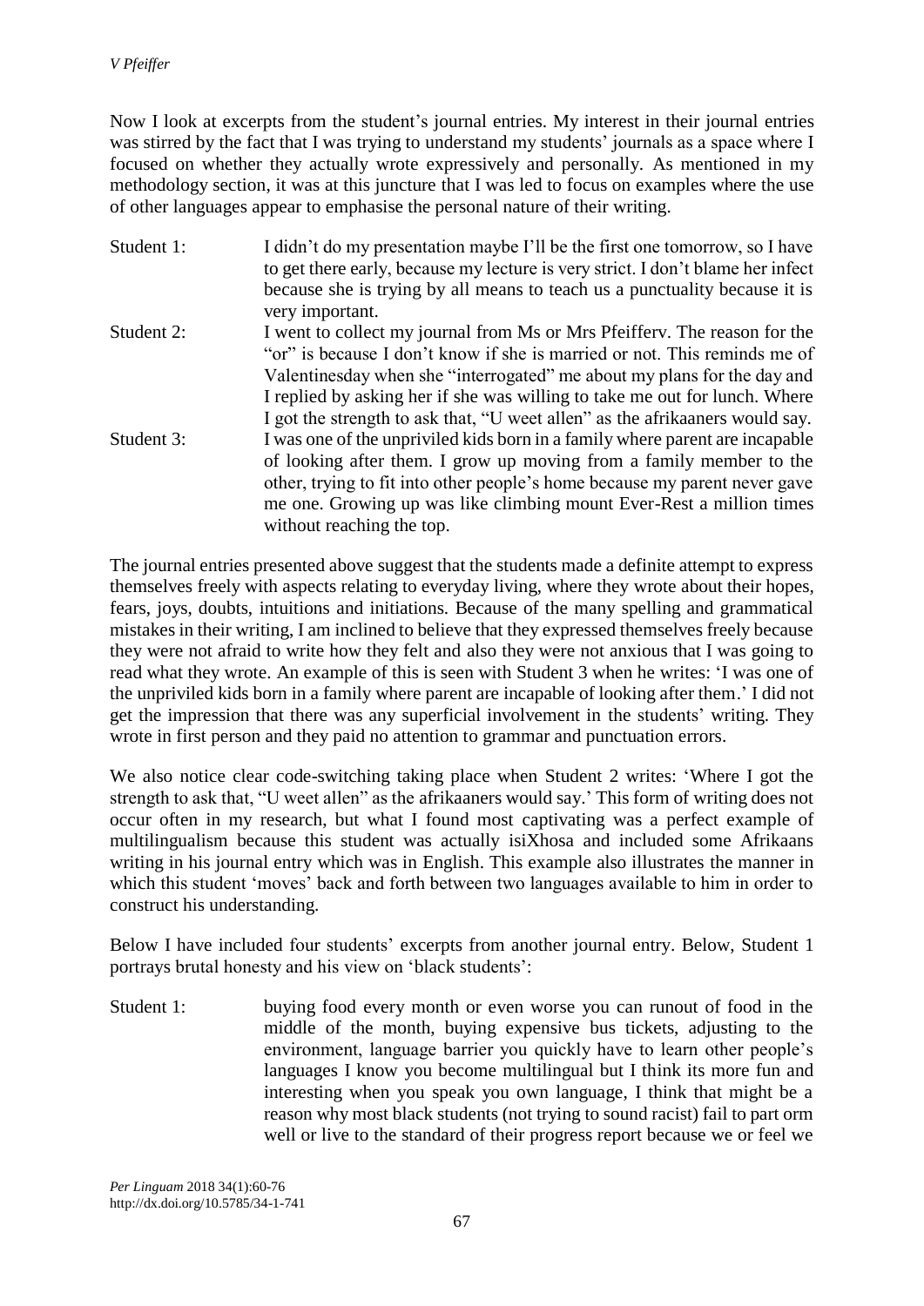Now I look at excerpts from the student's journal entries. My interest in their journal entries was stirred by the fact that I was trying to understand my students' journals as a space where I focused on whether they actually wrote expressively and personally. As mentioned in my methodology section, it was at this juncture that I was led to focus on examples where the use of other languages appear to emphasise the personal nature of their writing.

Student 1: I didn't do my presentation maybe I'll be the first one tomorrow, so I have to get there early, because my lecture is very strict. I don't blame her infect because she is trying by all means to teach us a punctuality because it is very important.

Student 2: I went to collect my journal from Ms or Mrs Pfeifferv. The reason for the "or" is because I don't know if she is married or not. This reminds me of Valentinesday when she "interrogated" me about my plans for the day and I replied by asking her if she was willing to take me out for lunch. Where I got the strength to ask that, "U weet allen" as the afrikaaners would say.

Student 3: I was one of the unpriviled kids born in a family where parent are incapable of looking after them. I grow up moving from a family member to the other, trying to fit into other people's home because my parent never gave me one. Growing up was like climbing mount Ever-Rest a million times without reaching the top.

The journal entries presented above suggest that the students made a definite attempt to express themselves freely with aspects relating to everyday living, where they wrote about their hopes, fears, joys, doubts, intuitions and initiations. Because of the many spelling and grammatical mistakes in their writing, I am inclined to believe that they expressed themselves freely because they were not afraid to write how they felt and also they were not anxious that I was going to read what they wrote. An example of this is seen with Student 3 when he writes: 'I was one of the unpriviled kids born in a family where parent are incapable of looking after them.' I did not get the impression that there was any superficial involvement in the students' writing. They wrote in first person and they paid no attention to grammar and punctuation errors.

We also notice clear code-switching taking place when Student 2 writes: 'Where I got the strength to ask that, "U weet allen" as the afrikaaners would say.' This form of writing does not occur often in my research, but what I found most captivating was a perfect example of multilingualism because this student was actually isiXhosa and included some Afrikaans writing in his journal entry which was in English. This example also illustrates the manner in which this student 'moves' back and forth between two languages available to him in order to construct his understanding.

Below I have included four students' excerpts from another journal entry. Below, Student 1 portrays brutal honesty and his view on 'black students':

Student 1: buying food every month or even worse you can runout of food in the middle of the month, buying expensive bus tickets, adjusting to the environment, language barrier you quickly have to learn other people's languages I know you become multilingual but I think its more fun and interesting when you speak you own language, I think that might be a reason why most black students (not trying to sound racist) fail to part orm well or live to the standard of their progress report because we or feel we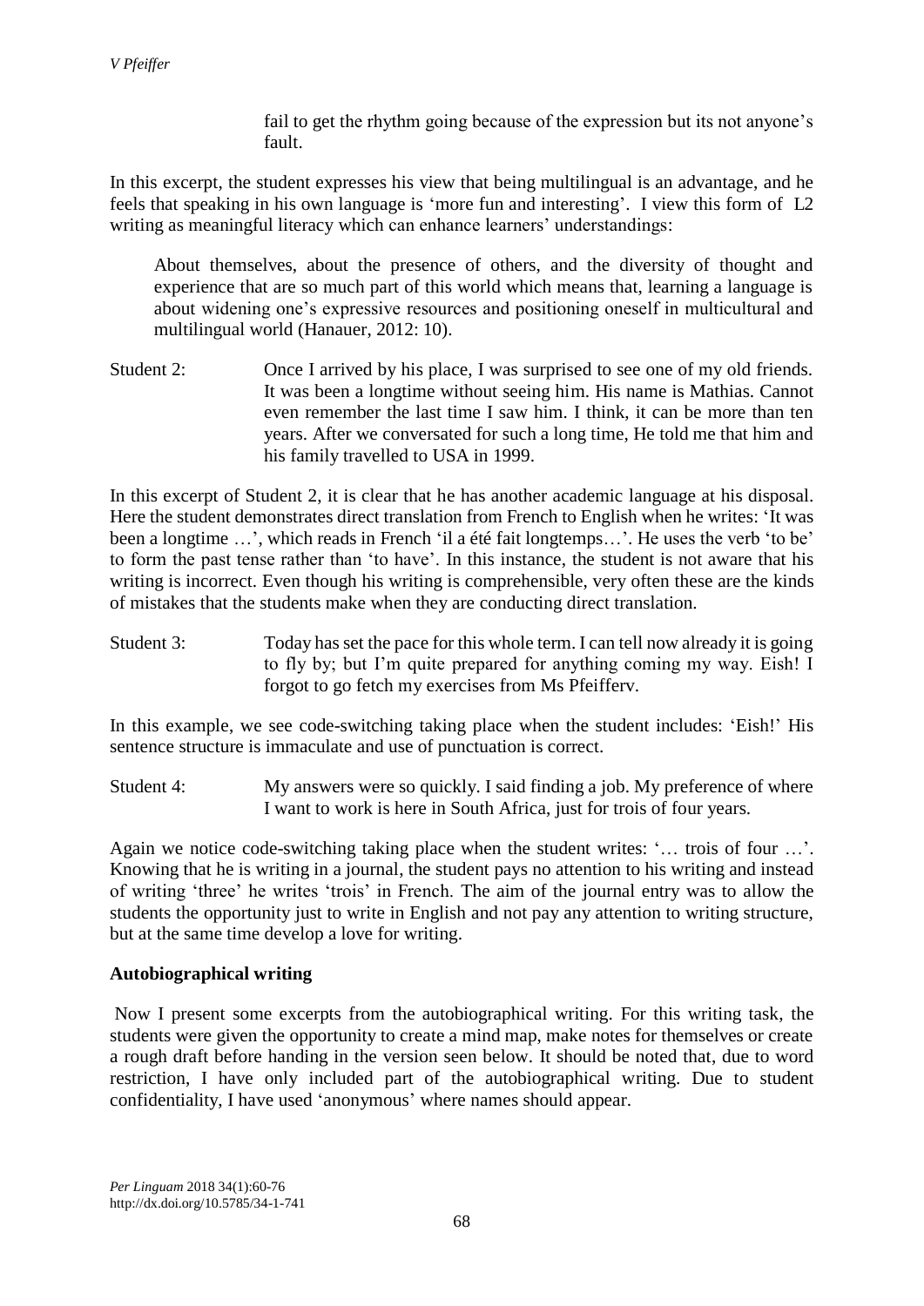fail to get the rhythm going because of the expression but its not anyone's fault.

In this excerpt, the student expresses his view that being multilingual is an advantage, and he feels that speaking in his own language is 'more fun and interesting'. I view this form of L2 writing as meaningful literacy which can enhance learners' understandings:

> About themselves, about the presence of others, and the diversity of thought and experience that are so much part of this world which means that, learning a language is about widening one's expressive resources and positioning oneself in multicultural and multilingual world (Hanauer, 2012: 10).

Student 2: Once I arrived by his place, I was surprised to see one of my old friends. It was been a longtime without seeing him. His name is Mathias. Cannot even remember the last time I saw him. I think, it can be more than ten years. After we conversated for such a long time, He told me that him and his family travelled to USA in 1999.

In this excerpt of Student 2, it is clear that he has another academic language at his disposal. Here the student demonstrates direct translation from French to English when he writes: 'It was been a longtime …', which reads in French 'il a été fait longtemps…'. He uses the verb 'to be' to form the past tense rather than 'to have'. In this instance, the student is not aware that his writing is incorrect. Even though his writing is comprehensible, very often these are the kinds of mistakes that the students make when they are conducting direct translation.

Student 3: Today has set the pace for this whole term. I can tell now already it is going to fly by; but I'm quite prepared for anything coming my way. Eish! I forgot to go fetch my exercises from Ms Pfeifferv.

In this example, we see code-switching taking place when the student includes: 'Eish!' His sentence structure is immaculate and use of punctuation is correct.

Student 4: My answers were so quickly. I said finding a job. My preference of where I want to work is here in South Africa, just for trois of four years.

Again we notice code-switching taking place when the student writes: '… trois of four …'. Knowing that he is writing in a journal, the student pays no attention to his writing and instead of writing 'three' he writes 'trois' in French. The aim of the journal entry was to allow the students the opportunity just to write in English and not pay any attention to writing structure, but at the same time develop a love for writing.

**Autobiographical writing**

Now I present some excerpts from the autobiographical writing. For this writing task, the students were given the opportunity to create a mind map, make notes for themselves or create a rough draft before handing in the version seen below. It should be noted that, due to word restriction, I have only included part of the autobiographical writing. Due to student confidentiality, I have used 'anonymous' where names should appear.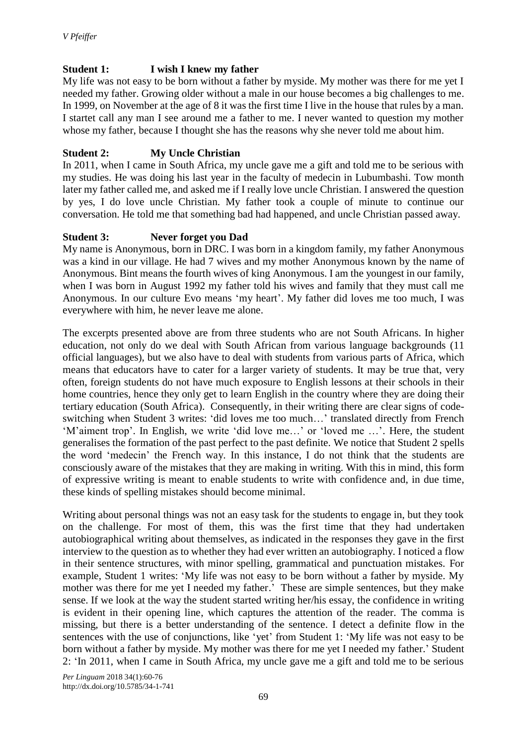**Student 1: I wish I knew my father**

My life was not easy to be born without a father by myside. My mother was there for me yet I needed my father. Growing older without a male in our house becomes a big challenges to me. In 1999, on November at the age of 8 it was the first time I live in the house that rules by a man. I startet call any man I see around me a father to me. I never wanted to question my mother whose my father, because I thought she has the reasons why she never told me about him.

**Student 2: My Uncle Christian**

In 2011, when I came in South Africa, my uncle gave me a gift and told me to be serious with my studies. He was doing his last year in the faculty of medecin in Lubumbashi. Tow month later my father called me, and asked me if I really love uncle Christian. I answered the question by yes, I do love uncle Christian. My father took a couple of minute to continue our conversation. He told me that something bad had happened, and uncle Christian passed away.

**Student 3: Never forget you Dad**

My name is Anonymous, born in DRC. I was born in a kingdom family, my father Anonymous was a kind in our village. He had 7 wives and my mother Anonymous known by the name of Anonymous. Bint means the fourth wives of king Anonymous. I am the youngest in our family, when I was born in August 1992 my father told his wives and family that they must call me Anonymous. In our culture Evo means 'my heart'. My father did loves me too much, I was everywhere with him, he never leave me alone.

The excerpts presented above are from three students who are not South Africans. In higher education, not only do we deal with South African from various language backgrounds (11 official languages), but we also have to deal with students from various parts of Africa, which means that educators have to cater for a larger variety of students. It may be true that, very often, foreign students do not have much exposure to English lessons at their schools in their home countries, hence they only get to learn English in the country where they are doing their tertiary education (South Africa). Consequently, in their writing there are clear signs of code-switching when Student 3 writes: 'did loves me too much…' translated directly from French 'M'aiment trop'. In English, we write 'did love me…' or 'loved me …'. Here, the student generalises the formation of the past perfect to the past definite. We notice that Student 2 spells the word 'medecin' the French way. In this instance, I do not think that the students are consciously aware of the mistakes that they are making in writing. With this in mind, this form of expressive writing is meant to enable students to write with confidence and, in due time, these kinds of spelling mistakes should become minimal.

Writing about personal things was not an easy task for the students to engage in, but they took on the challenge. For most of them, this was the first time that they had undertaken autobiographical writing about themselves, as indicated in the responses they gave in the first interview to the question as to whether they had ever written an autobiography. I noticed a flow in their sentence structures, with minor spelling, grammatical and punctuation mistakes. For example, Student 1 writes: 'My life was not easy to be born without a father by myside. My mother was there for me yet I needed my father.' These are simple sentences, but they make sense. If we look at the way the student started writing her/his essay, the confidence in writing is evident in their opening line, which captures the attention of the reader. The comma is missing, but there is a better understanding of the sentence. I detect a definite flow in the sentences with the use of conjunctions, like 'yet' from Student 1: 'My life was not easy to be born without a father by myside. My mother was there for me yet I needed my father.' Student 2: 'In 2011, when I came in South Africa, my uncle gave me a gift and told me to be serious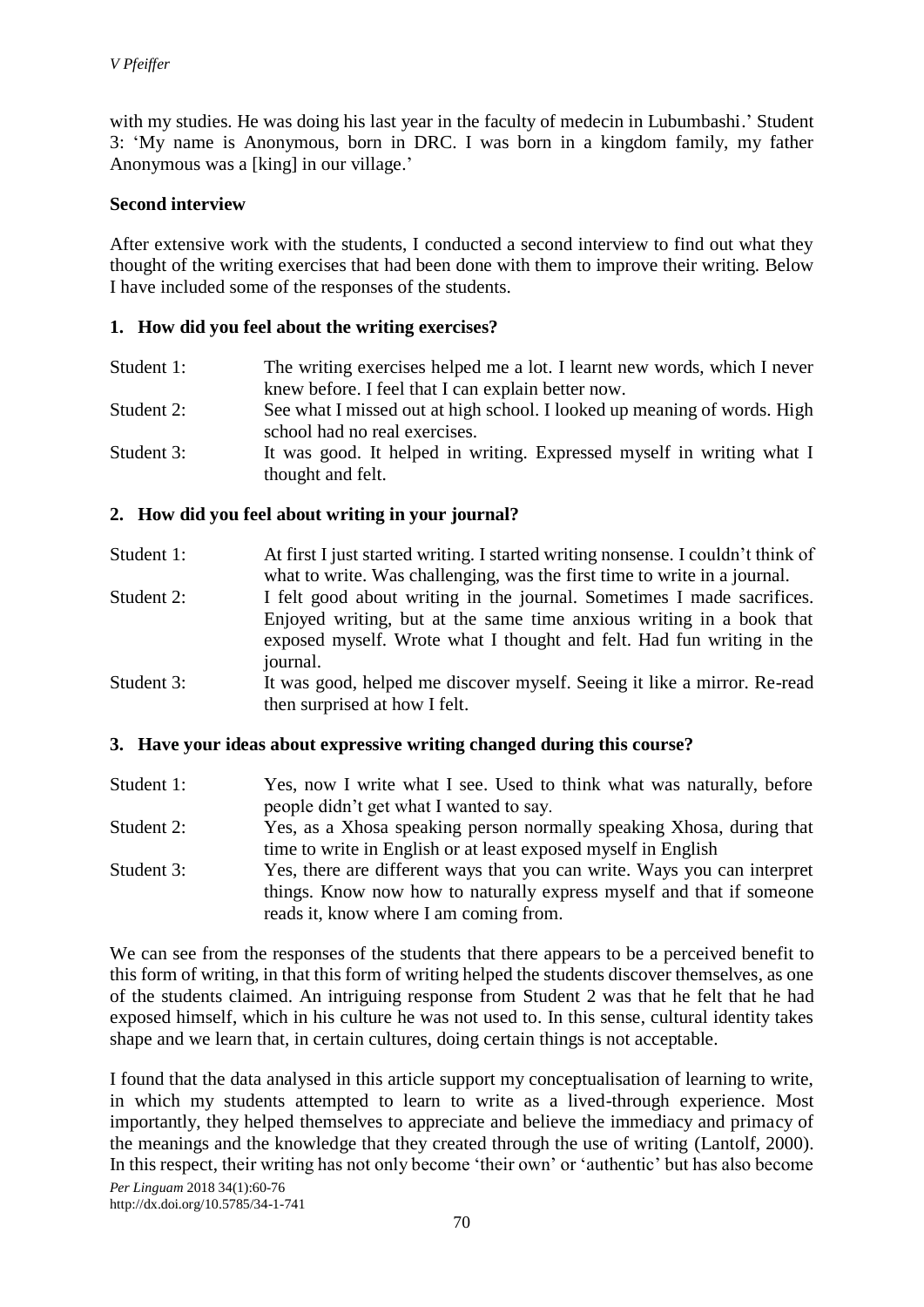with my studies. He was doing his last year in the faculty of medecin in Lubumbashi.' Student 3: 'My name is Anonymous, born in DRC. I was born in a kingdom family, my father Anonymous was a [king] in our village.'

**Second interview**

After extensive work with the students, I conducted a second interview to find out what they thought of the writing exercises that had been done with them to improve their writing. Below I have included some of the responses of the students.

**1. How did you feel about the writing exercises?**

Student 1: The writing exercises helped me a lot. I learnt new words, which I never knew before. I feel that I can explain better now.

Student 2: See what I missed out at high school. I looked up meaning of words. High school had no real exercises.

Student 3: It was good. It helped in writing. Expressed myself in writing what I thought and felt.

**2. How did you feel about writing in your journal?**

Student 1: At first I just started writing. I started writing nonsense. I couldn't think of what to write. Was challenging, was the first time to write in a journal.

Student 2: I felt good about writing in the journal. Sometimes I made sacrifices. Enjoyed writing, but at the same time anxious writing in a book that exposed myself. Wrote what I thought and felt. Had fun writing in the journal.

Student 3: It was good, helped me discover myself. Seeing it like a mirror. Re-read then surprised at how I felt.

**3. Have your ideas about expressive writing changed during this course?**

Student 1: Yes, now I write what I see. Used to think what was naturally, before people didn't get what I wanted to say.

Student 2: Yes, as a Xhosa speaking person normally speaking Xhosa, during that time to write in English or at least exposed myself in English

Student 3: Yes, there are different ways that you can write. Ways you can interpret things. Know now how to naturally express myself and that if someone reads it, know where I am coming from.

We can see from the responses of the students that there appears to be a perceived benefit to this form of writing, in that this form of writing helped the students discover themselves, as one of the students claimed. An intriguing response from Student 2 was that he felt that he had exposed himself, which in his culture he was not used to. In this sense, cultural identity takes shape and we learn that, in certain cultures, doing certain things is not acceptable.

I found that the data analysed in this article support my conceptualisation of learning to write, in which my students attempted to learn to write as a lived-through experience. Most importantly, they helped themselves to appreciate and believe the immediacy and primacy of the meanings and the knowledge that they created through the use of writing (Lantolf, 2000). In this respect, their writing has not only become 'their own' or 'authentic' but has also become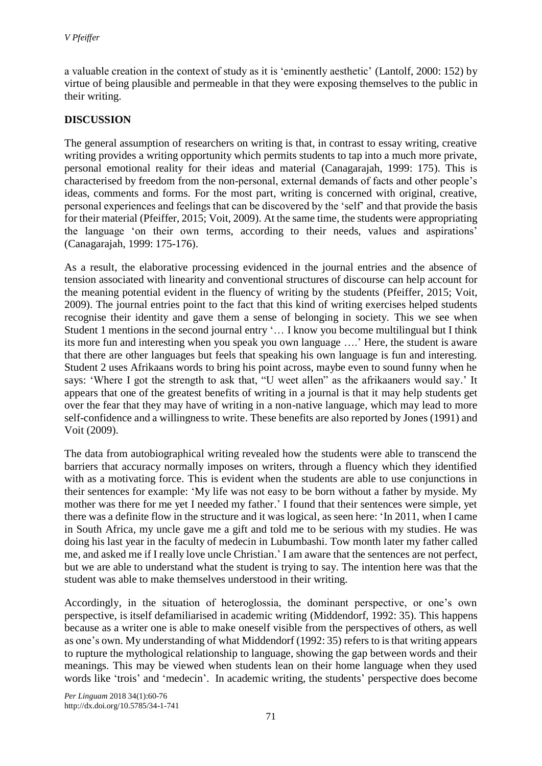a valuable creation in the context of study as it is 'eminently aesthetic' (Lantolf, 2000: 152) by virtue of being plausible and permeable in that they were exposing themselves to the public in their writing.

## DISCUSSION

The general assumption of researchers on writing is that, in contrast to essay writing, creative writing provides a writing opportunity which permits students to tap into a much more private, personal emotional reality for their ideas and material (Canagarajah, 1999: 175). This is characterised by freedom from the non-personal, external demands of facts and other people's ideas, comments and forms. For the most part, writing is concerned with original, creative, personal experiences and feelings that can be discovered by the 'self' and that provide the basis for their material (Pfeiffer, 2015; Voit, 2009). At the same time, the students were appropriating the language 'on their own terms, according to their needs, values and aspirations' (Canagarajah, 1999: 175-176).

As a result, the elaborative processing evidenced in the journal entries and the absence of tension associated with linearity and conventional structures of discourse can help account for the meaning potential evident in the fluency of writing by the students (Pfeiffer, 2015; Voit, 2009). The journal entries point to the fact that this kind of writing exercises helped students recognise their identity and gave them a sense of belonging in society. This we see when Student 1 mentions in the second journal entry '… I know you become multilingual but I think its more fun and interesting when you speak you own language ….' Here, the student is aware that there are other languages but feels that speaking his own language is fun and interesting. Student 2 uses Afrikaans words to bring his point across, maybe even to sound funny when he says: 'Where I got the strength to ask that, "U weet allen" as the afrikaaners would say.' It appears that one of the greatest benefits of writing in a journal is that it may help students get over the fear that they may have of writing in a non-native language, which may lead to more self-confidence and a willingness to write. These benefits are also reported by Jones (1991) and Voit (2009).

The data from autobiographical writing revealed how the students were able to transcend the barriers that accuracy normally imposes on writers, through a fluency which they identified with as a motivating force. This is evident when the students are able to use conjunctions in their sentences for example: 'My life was not easy to be born without a father by myside. My mother was there for me yet I needed my father.' I found that their sentences were simple, yet there was a definite flow in the structure and it was logical, as seen here: 'In 2011, when I came in South Africa, my uncle gave me a gift and told me to be serious with my studies. He was doing his last year in the faculty of medecin in Lubumbashi. Tow month later my father called me, and asked me if I really love uncle Christian.' I am aware that the sentences are not perfect, but we are able to understand what the student is trying to say. The intention here was that the student was able to make themselves understood in their writing.

Accordingly, in the situation of heteroglossia, the dominant perspective, or one's own perspective, is itself defamiliarised in academic writing (Middendorf, 1992: 35). This happens because as a writer one is able to make oneself visible from the perspectives of others, as well as one's own. My understanding of what Middendorf (1992: 35) refers to is that writing appears to rupture the mythological relationship to language, showing the gap between words and their meanings. This may be viewed when students lean on their home language when they used words like 'trois' and 'medecin'. In academic writing, the students' perspective does become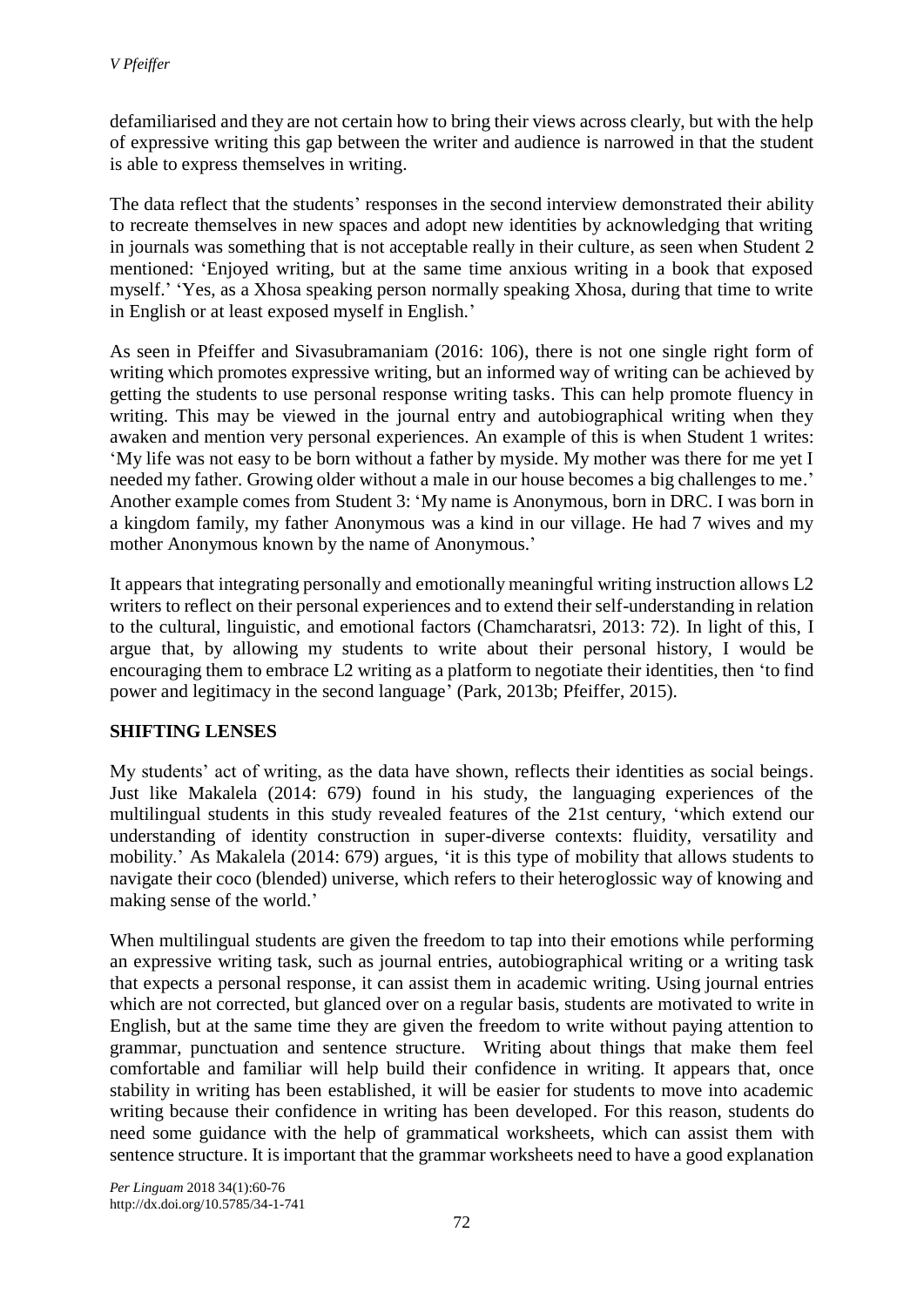defamiliarised and they are not certain how to bring their views across clearly, but with the help of expressive writing this gap between the writer and audience is narrowed in that the student is able to express themselves in writing.

The data reflect that the students' responses in the second interview demonstrated their ability to recreate themselves in new spaces and adopt new identities by acknowledging that writing in journals was something that is not acceptable really in their culture, as seen when Student 2 mentioned: 'Enjoyed writing, but at the same time anxious writing in a book that exposed myself.' 'Yes, as a Xhosa speaking person normally speaking Xhosa, during that time to write in English or at least exposed myself in English.'

As seen in Pfeiffer and Sivasubramaniam (2016: 106), there is not one single right form of writing which promotes expressive writing, but an informed way of writing can be achieved by getting the students to use personal response writing tasks. This can help promote fluency in writing. This may be viewed in the journal entry and autobiographical writing when they awaken and mention very personal experiences. An example of this is when Student 1 writes: 'My life was not easy to be born without a father by myside. My mother was there for me yet I needed my father. Growing older without a male in our house becomes a big challenges to me.' Another example comes from Student 3: 'My name is Anonymous, born in DRC. I was born in a kingdom family, my father Anonymous was a kind in our village. He had 7 wives and my mother Anonymous known by the name of Anonymous.'

It appears that integrating personally and emotionally meaningful writing instruction allows L2 writers to reflect on their personal experiences and to extend their self-understanding in relation to the cultural, linguistic, and emotional factors (Chamcharatsri, 2013: 72). In light of this, I argue that, by allowing my students to write about their personal history, I would be encouraging them to embrace L2 writing as a platform to negotiate their identities, then 'to find power and legitimacy in the second language' (Park, 2013b; Pfeiffer, 2015).

## SHIFTING LENSES

My students' act of writing, as the data have shown, reflects their identities as social beings. Just like Makalela (2014: 679) found in his study, the languaging experiences of the multilingual students in this study revealed features of the 21st century, 'which extend our understanding of identity construction in super-diverse contexts: fluidity, versatility and mobility.' As Makalela (2014: 679) argues, 'it is this type of mobility that allows students to navigate their coco (blended) universe, which refers to their heteroglossic way of knowing and making sense of the world.'

When multilingual students are given the freedom to tap into their emotions while performing an expressive writing task, such as journal entries, autobiographical writing or a writing task that expects a personal response, it can assist them in academic writing. Using journal entries which are not corrected, but glanced over on a regular basis, students are motivated to write in English, but at the same time they are given the freedom to write without paying attention to grammar, punctuation and sentence structure. Writing about things that make them feel comfortable and familiar will help build their confidence in writing. It appears that, once stability in writing has been established, it will be easier for students to move into academic writing because their confidence in writing has been developed. For this reason, students do need some guidance with the help of grammatical worksheets, which can assist them with sentence structure. It is important that the grammar worksheets need to have a good explanation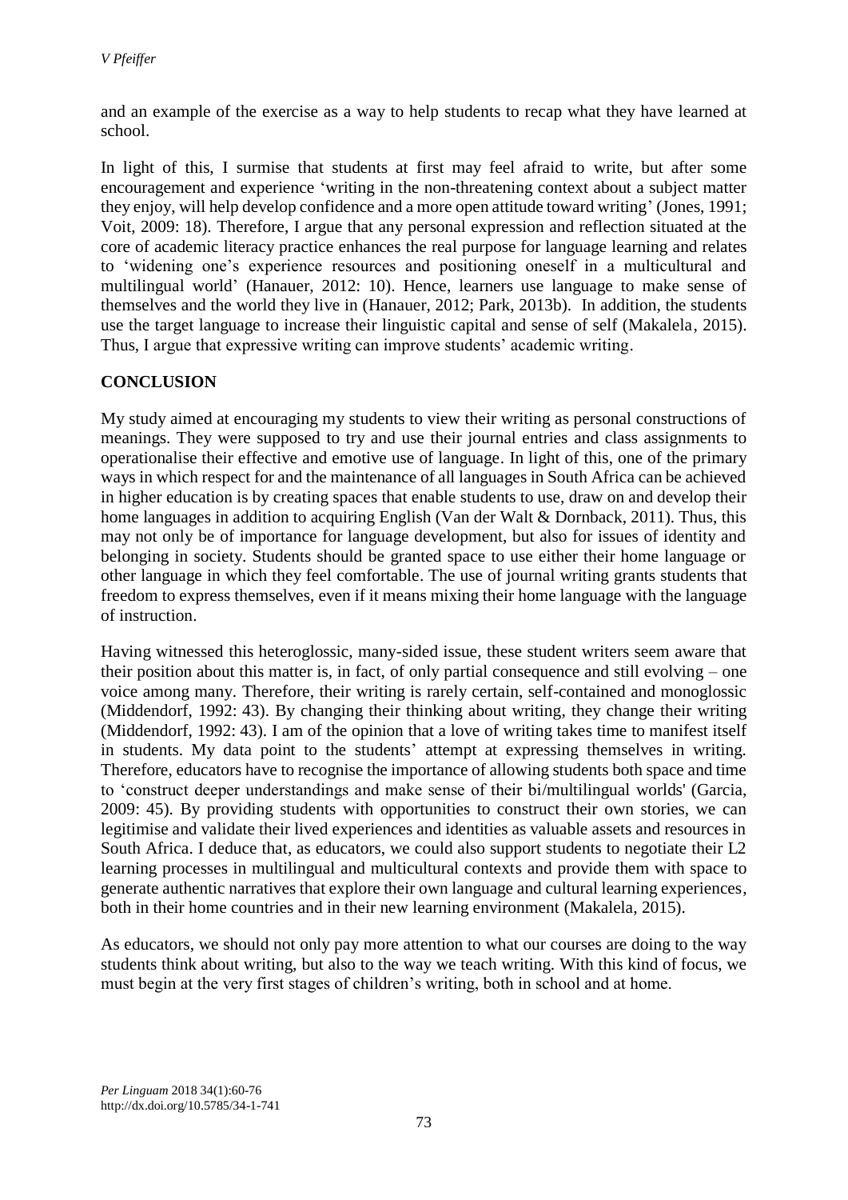and an example of the exercise as a way to help students to recap what they have learned at school.

In light of this, I surmise that students at first may feel afraid to write, but after some encouragement and experience 'writing in the non-threatening context about a subject matter they enjoy, will help develop confidence and a more open attitude toward writing' (Jones, 1991; Voit, 2009: 18). Therefore, I argue that any personal expression and reflection situated at the core of academic literacy practice enhances the real purpose for language learning and relates to 'widening one's experience resources and positioning oneself in a multicultural and multilingual world' (Hanauer, 2012: 10). Hence, learners use language to make sense of themselves and the world they live in (Hanauer, 2012; Park, 2013b). In addition, the students use the target language to increase their linguistic capital and sense of self (Makalela, 2015). Thus, I argue that expressive writing can improve students' academic writing.

## CONCLUSION

My study aimed at encouraging my students to view their writing as personal constructions of meanings. They were supposed to try and use their journal entries and class assignments to operationalise their effective and emotive use of language. In light of this, one of the primary ways in which respect for and the maintenance of all languages in South Africa can be achieved in higher education is by creating spaces that enable students to use, draw on and develop their home languages in addition to acquiring English (Van der Walt & Dornback, 2011). Thus, this may not only be of importance for language development, but also for issues of identity and belonging in society. Students should be granted space to use either their home language or other language in which they feel comfortable. The use of journal writing grants students that freedom to express themselves, even if it means mixing their home language with the language of instruction.

Having witnessed this heteroglossic, many-sided issue, these student writers seem aware that their position about this matter is, in fact, of only partial consequence and still evolving – one voice among many. Therefore, their writing is rarely certain, self-contained and monoglossic (Middendorf, 1992: 43). By changing their thinking about writing, they change their writing (Middendorf, 1992: 43). I am of the opinion that a love of writing takes time to manifest itself in students. My data point to the students' attempt at expressing themselves in writing. Therefore, educators have to recognise the importance of allowing students both space and time to 'construct deeper understandings and make sense of their bi/multilingual worlds' (Garcia, 2009: 45). By providing students with opportunities to construct their own stories, we can legitimise and validate their lived experiences and identities as valuable assets and resources in South Africa. I deduce that, as educators, we could also support students to negotiate their L2 learning processes in multilingual and multicultural contexts and provide them with space to generate authentic narratives that explore their own language and cultural learning experiences, both in their home countries and in their new learning environment (Makalela, 2015).

As educators, we should not only pay more attention to what our courses are doing to the way students think about writing, but also to the way we teach writing. With this kind of focus, we must begin at the very first stages of children's writing, both in school and at home.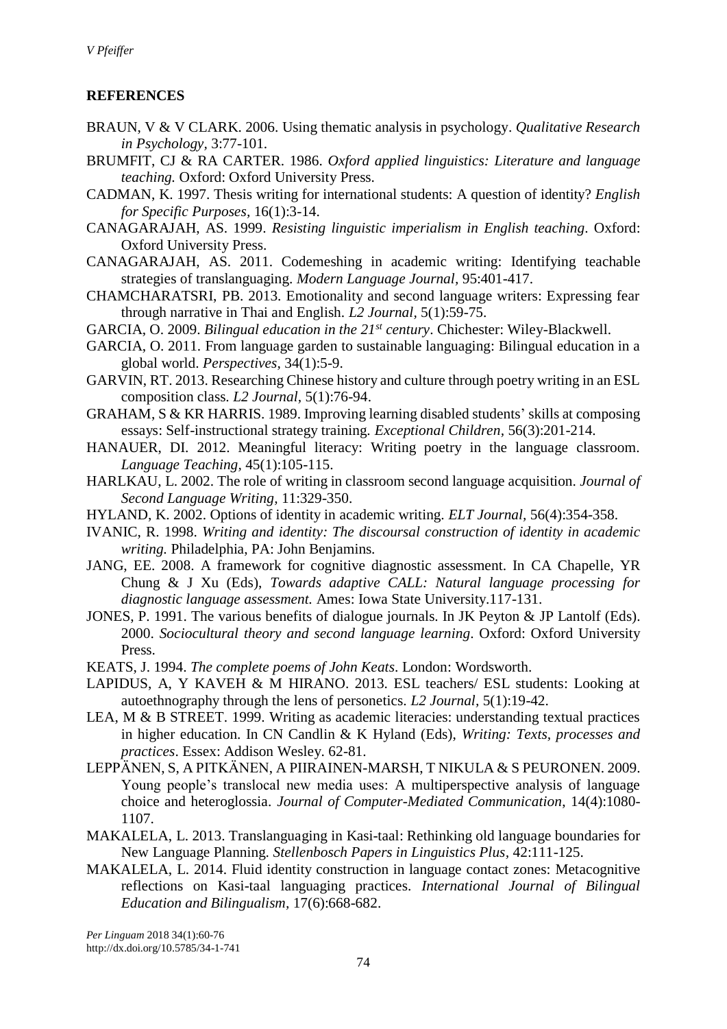## REFERENCES

BRAUN, V & V CLARK. 2006. Using thematic analysis in psychology. *Qualitative Research in Psychology*, 3:77-101.

BRUMFIT, CJ & RA CARTER. 1986. *Oxford applied linguistics: Literature and language teaching.* Oxford: Oxford University Press.

CADMAN, K. 1997. Thesis writing for international students: A question of identity? *English for Specific Purposes*, 16(1):3-14.

CANAGARAJAH, AS. 1999. *Resisting linguistic imperialism in English teaching*. Oxford: Oxford University Press.

CANAGARAJAH, AS. 2011. Codemeshing in academic writing: Identifying teachable strategies of translanguaging. *Modern Language Journal*, 95:401-417.

CHAMCHARATSRI, PB. 2013. Emotionality and second language writers: Expressing fear through narrative in Thai and English. *L2 Journal*, 5(1):59-75.

GARCIA, O. 2009. *Bilingual education in the 21st century*. Chichester: Wiley-Blackwell.

GARCIA, O. 2011. From language garden to sustainable languaging: Bilingual education in a global world. *Perspectives*, 34(1):5-9.

GARVIN, RT. 2013. Researching Chinese history and culture through poetry writing in an ESL composition class. *L2 Journal*, 5(1):76-94.

GRAHAM, S & KR HARRIS. 1989. Improving learning disabled students' skills at composing essays: Self-instructional strategy training. *Exceptional Children*, 56(3):201-214.

HANAUER, DI. 2012. Meaningful literacy: Writing poetry in the language classroom. *Language Teaching*, 45(1):105-115.

HARLKAU, L. 2002. The role of writing in classroom second language acquisition. *Journal of Second Language Writing*, 11:329-350.

HYLAND, K. 2002. Options of identity in academic writing. *ELT Journal*, 56(4):354-358.

IVANIC, R. 1998. *Writing and identity: The discoursal construction of identity in academic writing.* Philadelphia, PA: John Benjamins.

JANG, EE. 2008. A framework for cognitive diagnostic assessment. In CA Chapelle, YR Chung & J Xu (Eds), *Towards adaptive CALL: Natural language processing for diagnostic language assessment.* Ames: Iowa State University.117-131.

JONES, P. 1991. The various benefits of dialogue journals. In JK Peyton & JP Lantolf (Eds). 2000. *Sociocultural theory and second language learning*. Oxford: Oxford University Press.

KEATS, J. 1994. *The complete poems of John Keats*. London: Wordsworth.

LAPIDUS, A, Y KAVEH & M HIRANO. 2013. ESL teachers/ ESL students: Looking at autoethnography through the lens of personetics. *L2 Journal*, 5(1):19-42.

LEA, M & B STREET. 1999. Writing as academic literacies: understanding textual practices in higher education. In CN Candlin & K Hyland (Eds), *Writing: Texts, processes and practices*. Essex: Addison Wesley. 62-81.

LEPPÄNEN, S, A PITKÄNEN, A PIIRAINEN-MARSH, T NIKULA & S PEURONEN. 2009. Young people's translocal new media uses: A multiperspective analysis of language choice and heteroglossia. *Journal of Computer-Mediated Communication*, 14(4):1080-1107.

MAKALELA, L. 2013. Translanguaging in Kasi-taal: Rethinking old language boundaries for New Language Planning. *Stellenbosch Papers in Linguistics Plus*, 42:111-125.

MAKALELA, L. 2014. Fluid identity construction in language contact zones: Metacognitive reflections on Kasi-taal languaging practices. *International Journal of Bilingual Education and Bilingualism*, 17(6):668-682.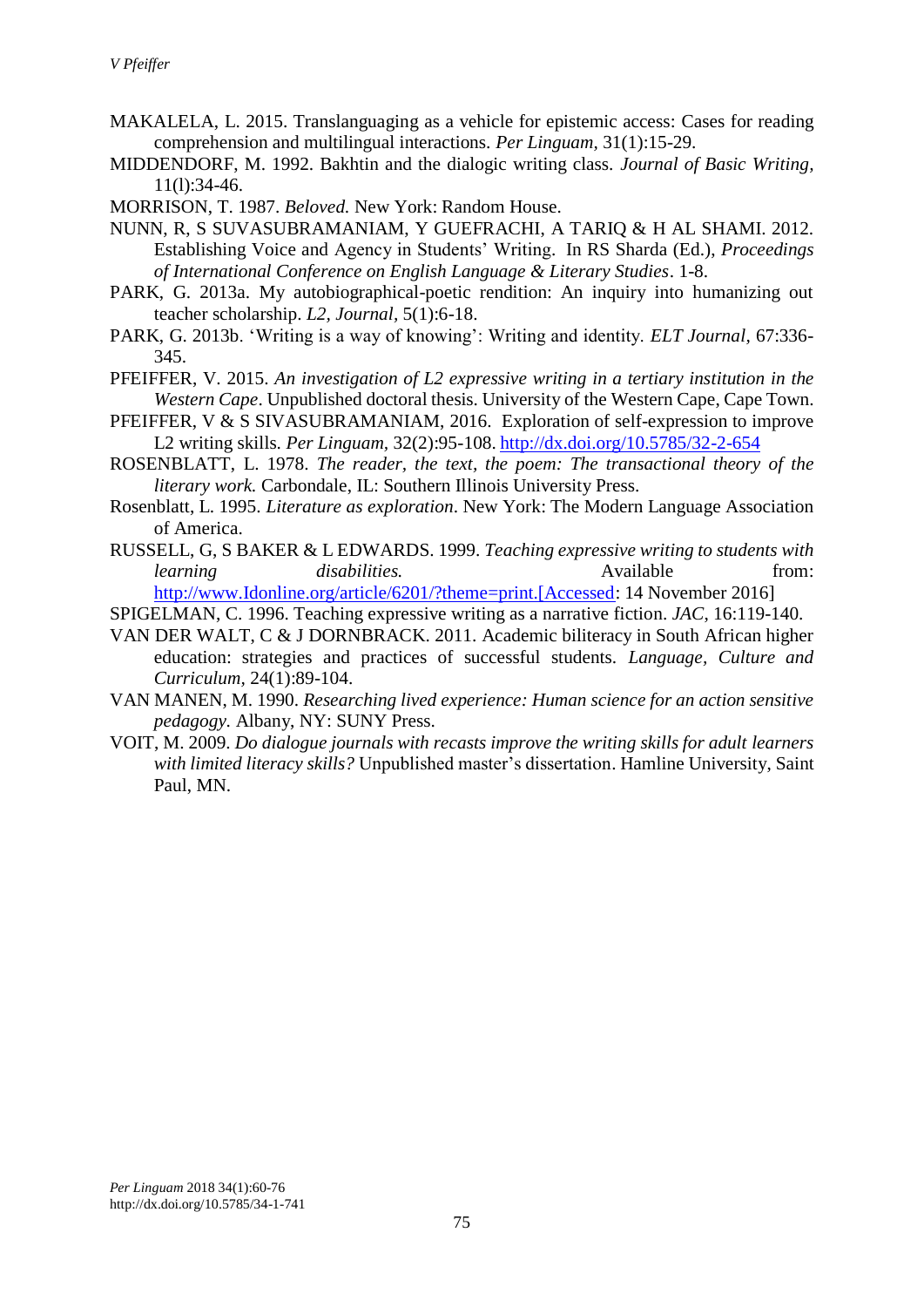MAKALELA, L. 2015. Translanguaging as a vehicle for epistemic access: Cases for reading comprehension and multilingual interactions. *Per Linguam*, 31(1):15-29.

MIDDENDORF, M. 1992. Bakhtin and the dialogic writing class. *Journal of Basic Writing*, 11(l):34-46.

MORRISON, T. 1987. *Beloved.* New York: Random House.

NUNN, R, S SUVASUBRAMANIAM, Y GUEFRACHI, A TARIQ & H AL SHAMI. 2012. Establishing Voice and Agency in Students' Writing. In RS Sharda (Ed.), *Proceedings of International Conference on English Language & Literary Studies*. 1-8.

PARK, G. 2013a. My autobiographical-poetic rendition: An inquiry into humanizing out teacher scholarship. *L2, Journal*, 5(1):6-18.

PARK, G. 2013b. 'Writing is a way of knowing': Writing and identity. *ELT Journal*, 67:336-345.

PFEIFFER, V. 2015. *An investigation of L2 expressive writing in a tertiary institution in the Western Cape*. Unpublished doctoral thesis. University of the Western Cape, Cape Town.

PFEIFFER, V & S SIVASUBRAMANIAM, 2016. Exploration of self-expression to improve L2 writing skills. *Per Linguam*, 32(2):95-108. http://dx.doi.org/10.5785/32-2-654

ROSENBLATT, L. 1978. *The reader, the text, the poem: The transactional theory of the literary work.* Carbondale, IL: Southern Illinois University Press.

Rosenblatt, L. 1995. *Literature as exploration*. New York: The Modern Language Association of America.

RUSSELL, G, S BAKER & L EDWARDS. 1999. *Teaching expressive writing to students with learning disabilities.* Available from: http://www.Idonline.org/article/6201/?theme=print.[Accessed: 14 November 2016]

SPIGELMAN, C. 1996. Teaching expressive writing as a narrative fiction. *JAC*, 16:119-140.

VAN DER WALT, C & J DORNBRACK. 2011. Academic biliteracy in South African higher education: strategies and practices of successful students. *Language, Culture and Curriculum*, 24(1):89-104.

VAN MANEN, M. 1990. *Researching lived experience: Human science for an action sensitive pedagogy.* Albany, NY: SUNY Press.

VOIT, M. 2009. *Do dialogue journals with recasts improve the writing skills for adult learners with limited literacy skills?* Unpublished master's dissertation. Hamline University, Saint Paul, MN.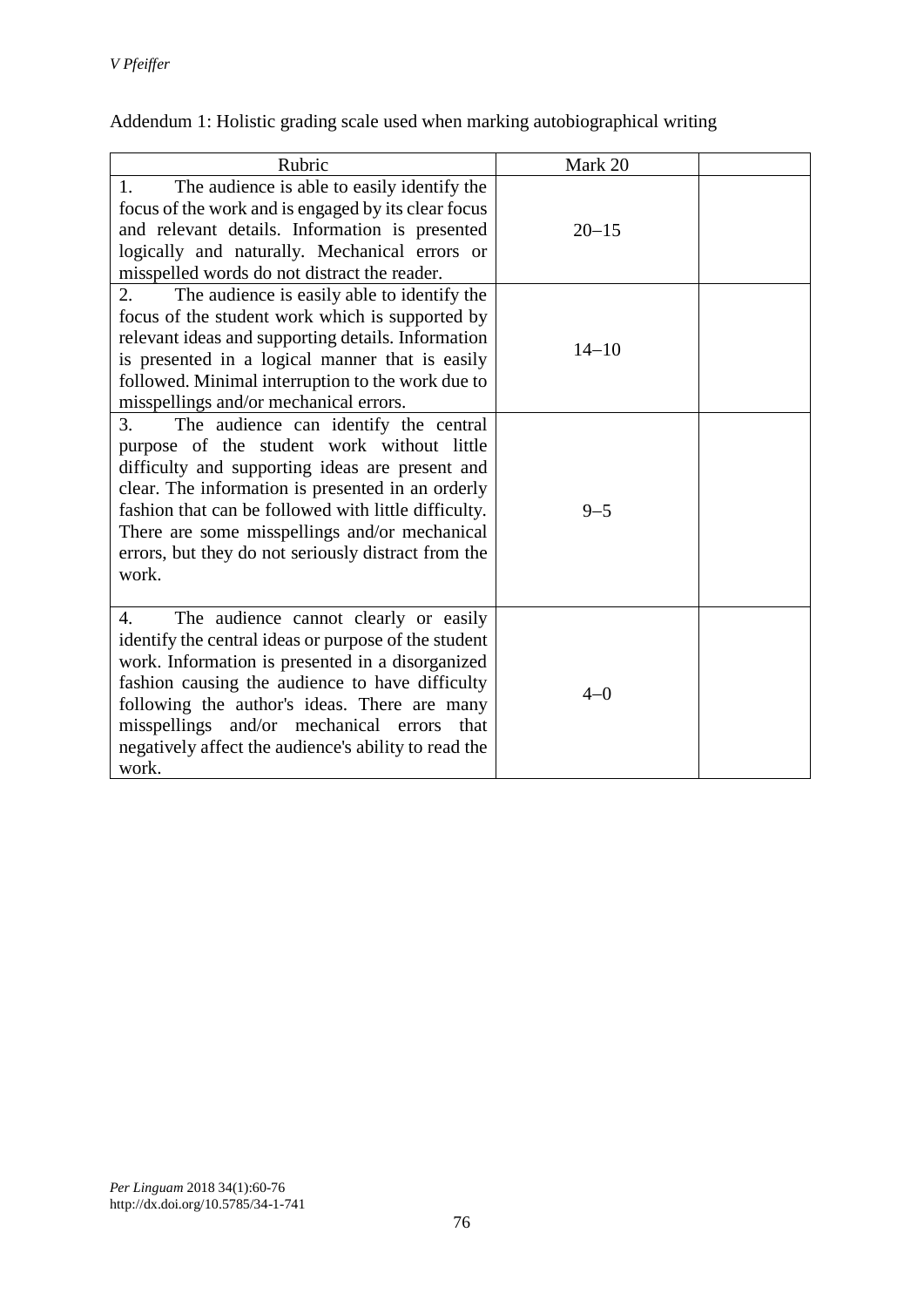Addendum 1: Holistic grading scale used when marking autobiographical writing

| Rubric | Mark 20 | |
|---|---|---|
| 1. The audience is able to easily identify the focus of the work and is engaged by its clear focus and relevant details. Information is presented logically and naturally. Mechanical errors or misspelled words do not distract the reader. | 20–15 | |
| 2. The audience is easily able to identify the focus of the student work which is supported by relevant ideas and supporting details. Information is presented in a logical manner that is easily followed. Minimal interruption to the work due to misspellings and/or mechanical errors. | 14–10 | |
| 3. The audience can identify the central purpose of the student work without little difficulty and supporting ideas are present and clear. The information is presented in an orderly fashion that can be followed with little difficulty. There are some misspellings and/or mechanical errors, but they do not seriously distract from the work. | 9–5 | |
| 4. The audience cannot clearly or easily identify the central ideas or purpose of the student work. Information is presented in a disorganized fashion causing the audience to have difficulty following the author's ideas. There are many misspellings and/or mechanical errors that negatively affect the audience's ability to read the work. | 4–0 | |